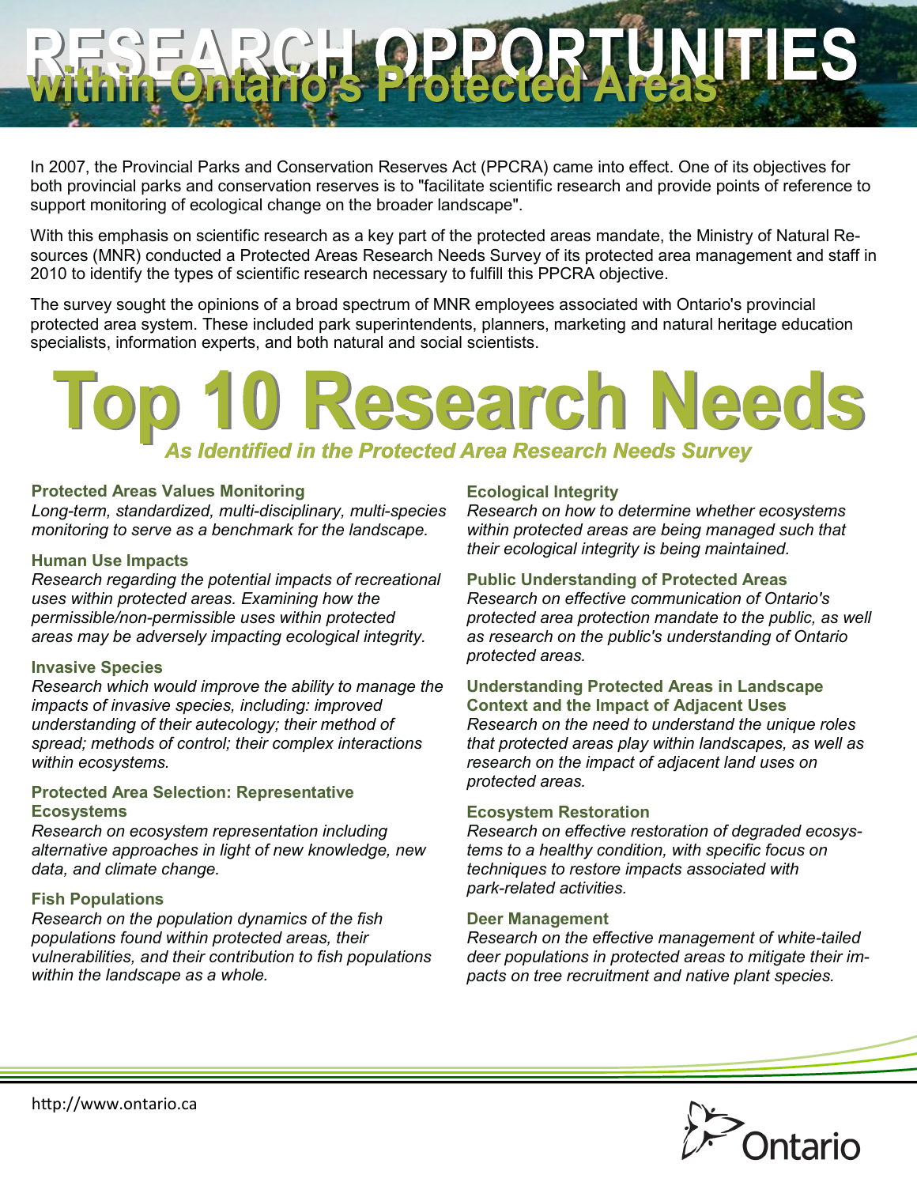# RESEARCH OPPORTUNITIES within Ontario's Protected Areas

In 2007, the Provincial Parks and Conservation Reserves Act (PPCRA) came into effect. One of its objectives for both provincial parks and conservation reserves is to "facilitate scientific research and provide points of reference to support monitoring of ecological change on the broader landscape".

With this emphasis on scientific research as a key part of the protected areas mandate, the Ministry of Natural Resources (MNR) conducted a Protected Areas Research Needs Survey of its protected area management and staff in 2010 to identify the types of scientific research necessary to fulfill this PPCRA objective.

The survey sought the opinions of a broad spectrum of MNR employees associated with Ontario's provincial protected area system. These included park superintendents, planners, marketing and natural heritage education specialists, information experts, and both natural and social scientists.

## Top 10 Research Needs

*As Identified in the Protected Area Research Needs Survey*

### Protected Areas Values Monitoring

*Long-term, standardized, multi-disciplinary, multi-species monitoring to serve as a benchmark for the landscape.*

### Human Use Impacts

*Research regarding the potential impacts of recreational uses within protected areas. Examining how the permissible/non-permissible uses within protected areas may be adversely impacting ecological integrity.*

### Invasive Species

*Research which would improve the ability to manage the impacts of invasive species, including: improved understanding of their autecology; their method of spread; methods of control; their complex interactions within ecosystems.*

### Protected Area Selection: Representative Ecosystems

*Research on ecosystem representation including alternative approaches in light of new knowledge, new data, and climate change.*

### Fish Populations

*Research on the population dynamics of the fish populations found within protected areas, their vulnerabilities, and their contribution to fish populations within the landscape as a whole.*

### Ecological Integrity

*Research on how to determine whether ecosystems within protected areas are being managed such that their ecological integrity is being maintained.*

### Public Understanding of Protected Areas

*Research on effective communication of Ontario's protected area protection mandate to the public, as well as research on the public's understanding of Ontario protected areas.*

### Understanding Protected Areas in Landscape Context and the Impact of Adjacent Uses

*Research on the need to understand the unique roles that protected areas play within landscapes, as well as research on the impact of adjacent land uses on protected areas.*

### Ecosystem Restoration

*Research on effective restoration of degraded ecosystems to a healthy condition, with specific focus on techniques to restore impacts associated with park-related activities.*

### Deer Management

*Research on the effective management of white-tailed deer populations in protected areas to mitigate their impacts on tree recruitment and native plant species.*

http://www.ontario.ca

Ontario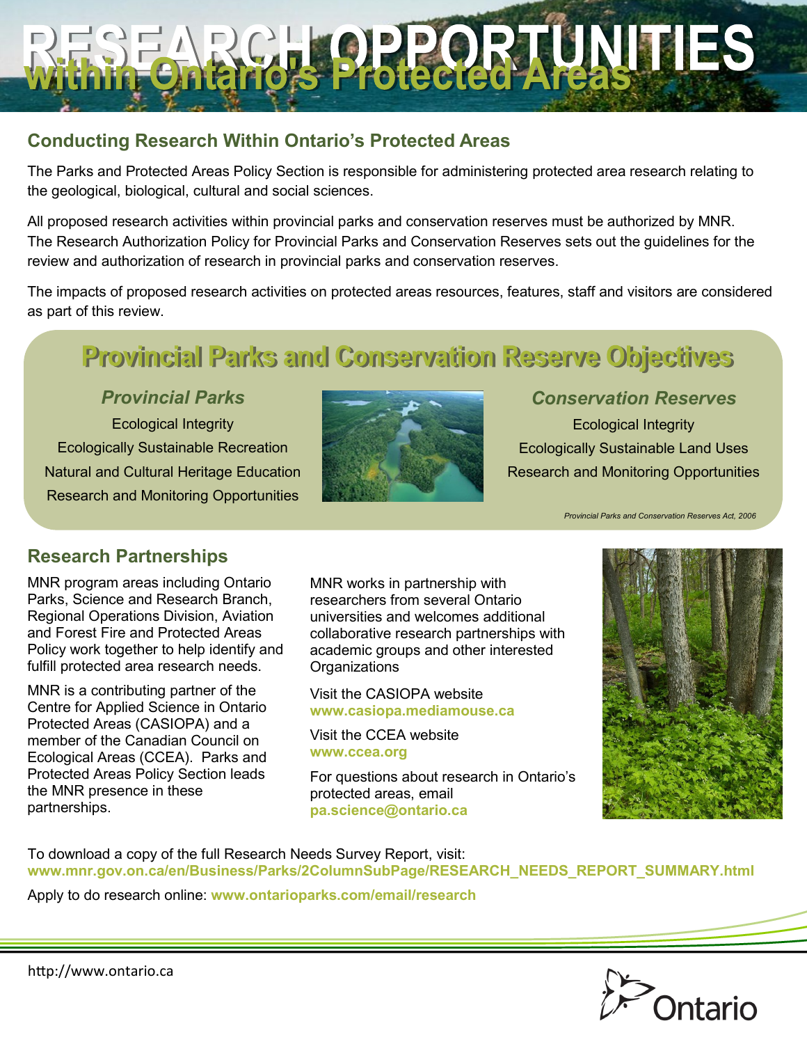# RESEARCH OPPORTUNITIES within Ontario's Protected Areas

## Conducting Research Within Ontario's Protected Areas

The Parks and Protected Areas Policy Section is responsible for administering protected area research relating to the geological, biological, cultural and social sciences.

All proposed research activities within provincial parks and conservation reserves must be authorized by MNR. The Research Authorization Policy for Provincial Parks and Conservation Reserves sets out the guidelines for the review and authorization of research in provincial parks and conservation reserves.

The impacts of proposed research activities on protected areas resources, features, staff and visitors are considered as part of this review.

## Provincial Parks and Conservation Reserve Objectives

### *Provincial Parks*

Ecological Integrity

Ecologically Sustainable Recreation

Natural and Cultural Heritage Education

Research and Monitoring Opportunities

### *Conservation Reserves*

Ecological Integrity

Ecologically Sustainable Land Uses

Research and Monitoring Opportunities

*Provincial Parks and Conservation Reserves Act, 2006*

## Research Partnerships

MNR program areas including Ontario Parks, Science and Research Branch, Regional Operations Division, Aviation and Forest Fire and Protected Areas Policy work together to help identify and fulfill protected area research needs.

MNR is a contributing partner of the Centre for Applied Science in Ontario Protected Areas (CASIOPA) and a member of the Canadian Council on Ecological Areas (CCEA). Parks and Protected Areas Policy Section leads the MNR presence in these partnerships.

MNR works in partnership with researchers from several Ontario universities and welcomes additional collaborative research partnerships with academic groups and other interested Organizations

Visit the CASIOPA website
**www.casiopa.mediamouse.ca**

Visit the CCEA website
**www.ccea.org**

For questions about research in Ontario's protected areas, email
**pa.science@ontario.ca**

To download a copy of the full Research Needs Survey Report, visit:
**www.mnr.gov.on.ca/en/Business/Parks/2ColumnSubPage/RESEARCH_NEEDS_REPORT_SUMMARY.html**

Apply to do research online: **www.ontarioparks.com/email/research**

http://www.ontario.ca

Ontario